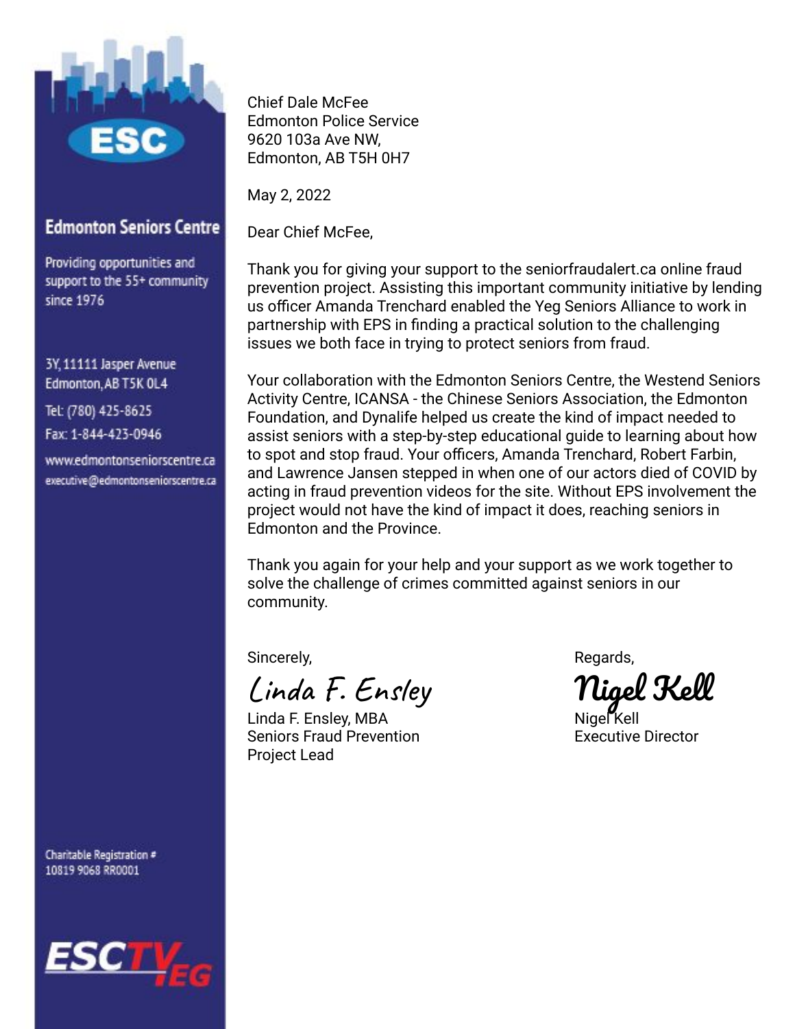**Edmonton Seniors Centre**

Providing opportunities and support to the 55+ community since 1976

3Y, 11111 Jasper Avenue
Edmonton, AB T5K 0L4

Tel: (780) 425-8625
Fax: 1-844-423-0946

www.edmontonseniorscentre.ca
executive@edmontonseniorscentre.ca

Charitable Registration #
10819 9068 RR0001

Chief Dale McFee
Edmonton Police Service
9620 103a Ave NW,
Edmonton, AB T5H 0H7

May 2, 2022

Dear Chief McFee,

Thank you for giving your support to the seniorfraudalert.ca online fraud prevention project. Assisting this important community initiative by lending us officer Amanda Trenchard enabled the Yeg Seniors Alliance to work in partnership with EPS in finding a practical solution to the challenging issues we both face in trying to protect seniors from fraud.

Your collaboration with the Edmonton Seniors Centre, the Westend Seniors Activity Centre, ICANSA - the Chinese Seniors Association, the Edmonton Foundation, and Dynalife helped us create the kind of impact needed to assist seniors with a step-by-step educational guide to learning about how to spot and stop fraud. Your officers, Amanda Trenchard, Robert Farbin, and Lawrence Jansen stepped in when one of our actors died of COVID by acting in fraud prevention videos for the site. Without EPS involvement the project would not have the kind of impact it does, reaching seniors in Edmonton and the Province.

Thank you again for your help and your support as we work together to solve the challenge of crimes committed against seniors in our community.

Sincerely,

Linda F. Ensley

Linda F. Ensley, MBA
Seniors Fraud Prevention
Project Lead

Regards,

Nigel Kell

Nigel Kell
Executive Director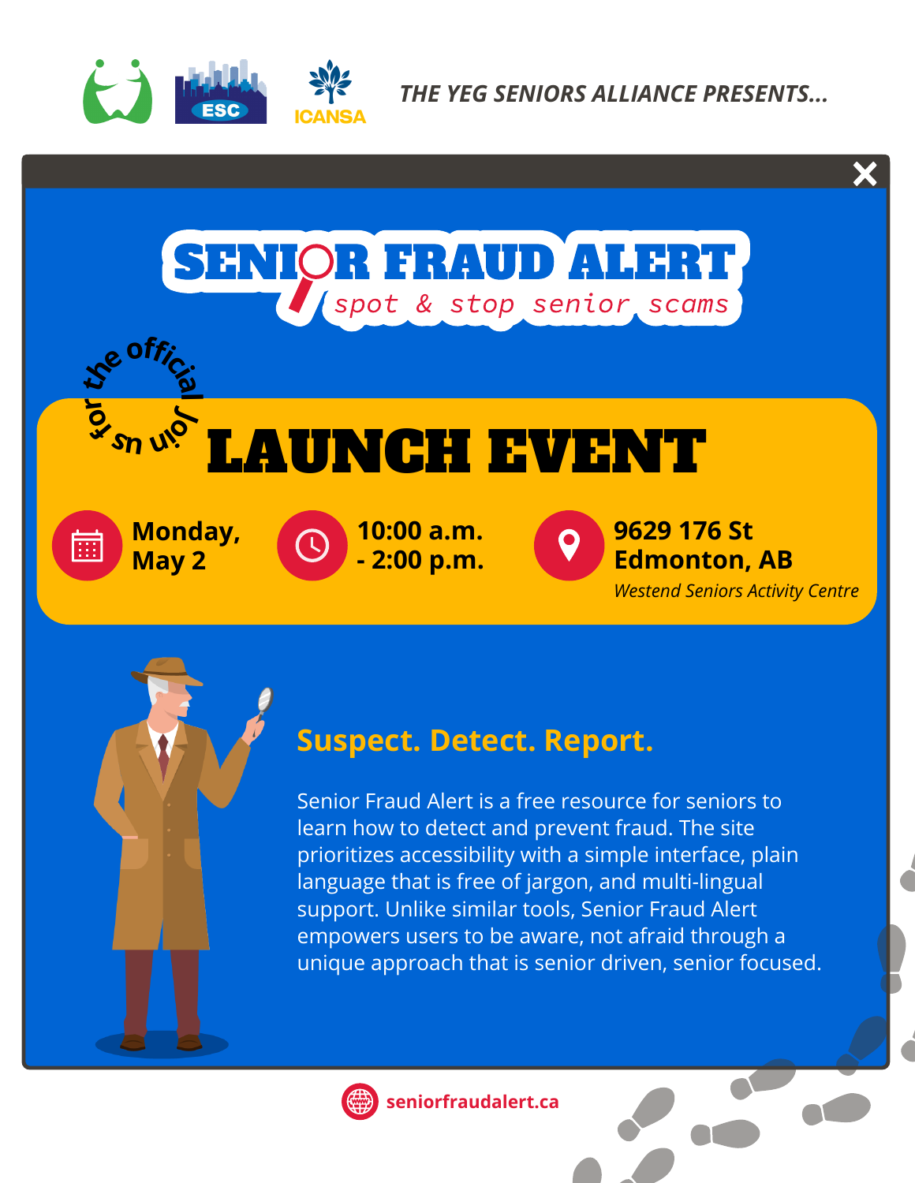THE YEG SENIORS ALLIANCE PRESENTS...

# SENIOR FRAUD ALERT

*spot & stop senior scams*

Join us for the official

# LAUNCH EVENT

**Monday, May 2**

**10:00 a.m. - 2:00 p.m.**

**9629 176 St Edmonton, AB**
*Westend Seniors Activity Centre*

## Suspect. Detect. Report.

Senior Fraud Alert is a free resource for seniors to learn how to detect and prevent fraud. The site prioritizes accessibility with a simple interface, plain language that is free of jargon, and multi-lingual support. Unlike similar tools, Senior Fraud Alert empowers users to be aware, not afraid through a unique approach that is senior driven, senior focused.

seniorfraudalert.ca